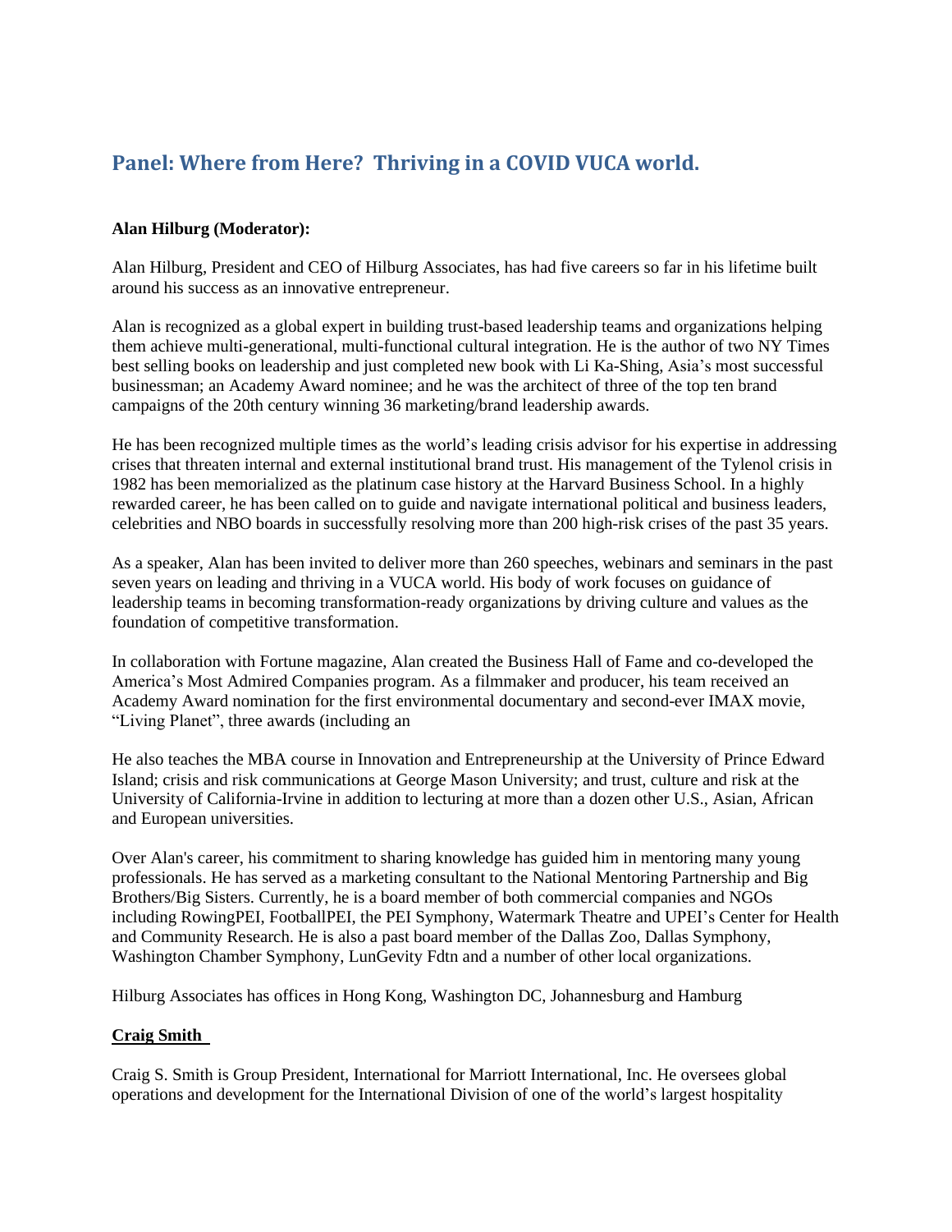## Panel: Where from Here? Thriving in a COVID VUCA world.

**Alan Hilburg (Moderator):**

Alan Hilburg, President and CEO of Hilburg Associates, has had five careers so far in his lifetime built around his success as an innovative entrepreneur.

Alan is recognized as a global expert in building trust-based leadership teams and organizations helping them achieve multi-generational, multi-functional cultural integration. He is the author of two NY Times best selling books on leadership and just completed new book with Li Ka-Shing, Asia's most successful businessman; an Academy Award nominee; and he was the architect of three of the top ten brand campaigns of the 20th century winning 36 marketing/brand leadership awards.

He has been recognized multiple times as the world's leading crisis advisor for his expertise in addressing crises that threaten internal and external institutional brand trust. His management of the Tylenol crisis in 1982 has been memorialized as the platinum case history at the Harvard Business School. In a highly rewarded career, he has been called on to guide and navigate international political and business leaders, celebrities and NBO boards in successfully resolving more than 200 high-risk crises of the past 35 years.

As a speaker, Alan has been invited to deliver more than 260 speeches, webinars and seminars in the past seven years on leading and thriving in a VUCA world. His body of work focuses on guidance of leadership teams in becoming transformation-ready organizations by driving culture and values as the foundation of competitive transformation.

In collaboration with Fortune magazine, Alan created the Business Hall of Fame and co-developed the America's Most Admired Companies program. As a filmmaker and producer, his team received an Academy Award nomination for the first environmental documentary and second-ever IMAX movie, "Living Planet", three awards (including an

He also teaches the MBA course in Innovation and Entrepreneurship at the University of Prince Edward Island; crisis and risk communications at George Mason University; and trust, culture and risk at the University of California-Irvine in addition to lecturing at more than a dozen other U.S., Asian, African and European universities.

Over Alan's career, his commitment to sharing knowledge has guided him in mentoring many young professionals. He has served as a marketing consultant to the National Mentoring Partnership and Big Brothers/Big Sisters. Currently, he is a board member of both commercial companies and NGOs including RowingPEI, FootballPEI, the PEI Symphony, Watermark Theatre and UPEI's Center for Health and Community Research. He is also a past board member of the Dallas Zoo, Dallas Symphony, Washington Chamber Symphony, LunGevity Fdtn and a number of other local organizations.

Hilburg Associates has offices in Hong Kong, Washington DC, Johannesburg and Hamburg

**Craig Smith**

Craig S. Smith is Group President, International for Marriott International, Inc. He oversees global operations and development for the International Division of one of the world's largest hospitality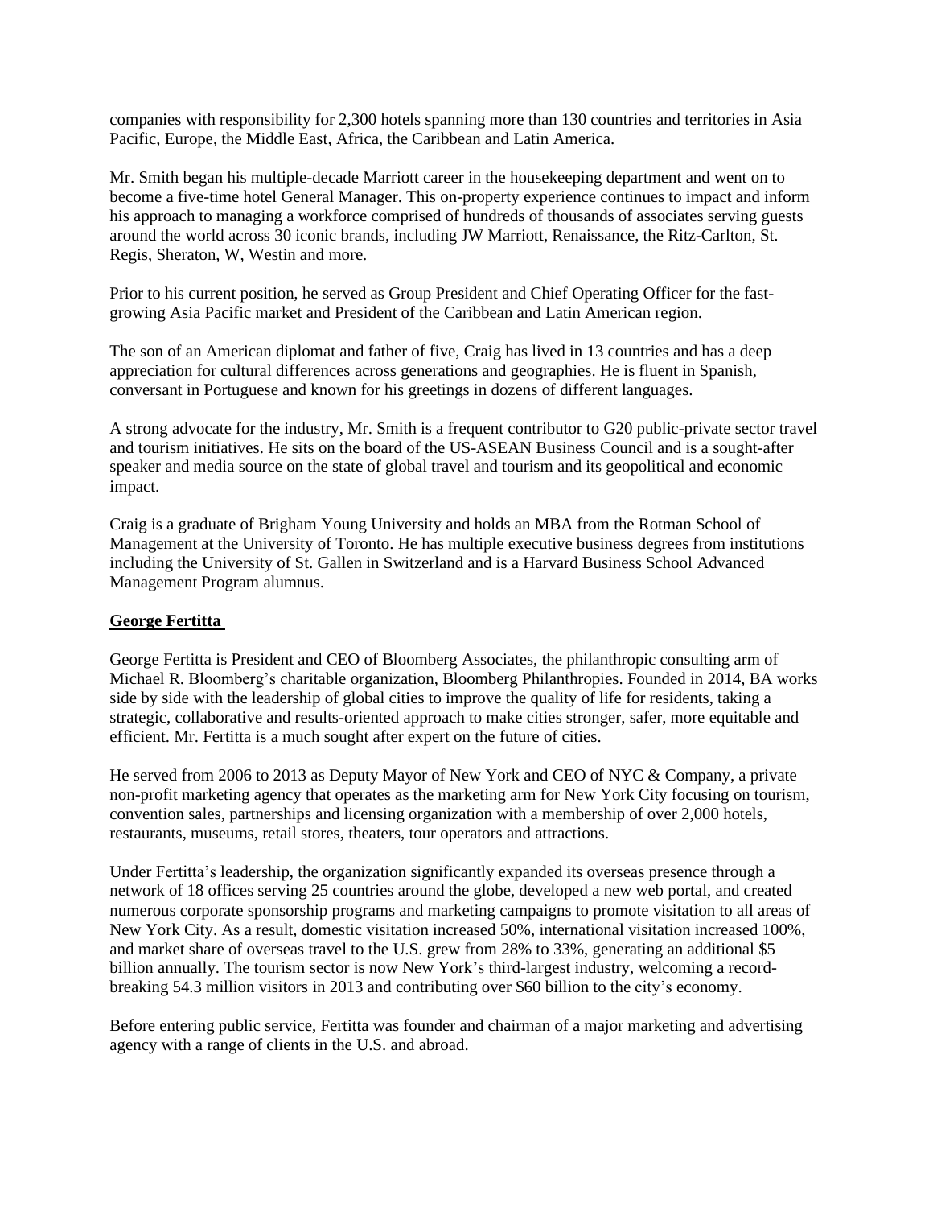companies with responsibility for 2,300 hotels spanning more than 130 countries and territories in Asia Pacific, Europe, the Middle East, Africa, the Caribbean and Latin America.

Mr. Smith began his multiple-decade Marriott career in the housekeeping department and went on to become a five-time hotel General Manager. This on-property experience continues to impact and inform his approach to managing a workforce comprised of hundreds of thousands of associates serving guests around the world across 30 iconic brands, including JW Marriott, Renaissance, the Ritz-Carlton, St. Regis, Sheraton, W, Westin and more.

Prior to his current position, he served as Group President and Chief Operating Officer for the fast-growing Asia Pacific market and President of the Caribbean and Latin American region.

The son of an American diplomat and father of five, Craig has lived in 13 countries and has a deep appreciation for cultural differences across generations and geographies. He is fluent in Spanish, conversant in Portuguese and known for his greetings in dozens of different languages.

A strong advocate for the industry, Mr. Smith is a frequent contributor to G20 public-private sector travel and tourism initiatives. He sits on the board of the US-ASEAN Business Council and is a sought-after speaker and media source on the state of global travel and tourism and its geopolitical and economic impact.

Craig is a graduate of Brigham Young University and holds an MBA from the Rotman School of Management at the University of Toronto. He has multiple executive business degrees from institutions including the University of St. Gallen in Switzerland and is a Harvard Business School Advanced Management Program alumnus.

**George Fertitta**

George Fertitta is President and CEO of Bloomberg Associates, the philanthropic consulting arm of Michael R. Bloomberg's charitable organization, Bloomberg Philanthropies. Founded in 2014, BA works side by side with the leadership of global cities to improve the quality of life for residents, taking a strategic, collaborative and results-oriented approach to make cities stronger, safer, more equitable and efficient. Mr. Fertitta is a much sought after expert on the future of cities.

He served from 2006 to 2013 as Deputy Mayor of New York and CEO of NYC & Company, a private non-profit marketing agency that operates as the marketing arm for New York City focusing on tourism, convention sales, partnerships and licensing organization with a membership of over 2,000 hotels, restaurants, museums, retail stores, theaters, tour operators and attractions.

Under Fertitta's leadership, the organization significantly expanded its overseas presence through a network of 18 offices serving 25 countries around the globe, developed a new web portal, and created numerous corporate sponsorship programs and marketing campaigns to promote visitation to all areas of New York City. As a result, domestic visitation increased 50%, international visitation increased 100%, and market share of overseas travel to the U.S. grew from 28% to 33%, generating an additional $5 billion annually. The tourism sector is now New York's third-largest industry, welcoming a record-breaking 54.3 million visitors in 2013 and contributing over $60 billion to the city's economy.

Before entering public service, Fertitta was founder and chairman of a major marketing and advertising agency with a range of clients in the U.S. and abroad.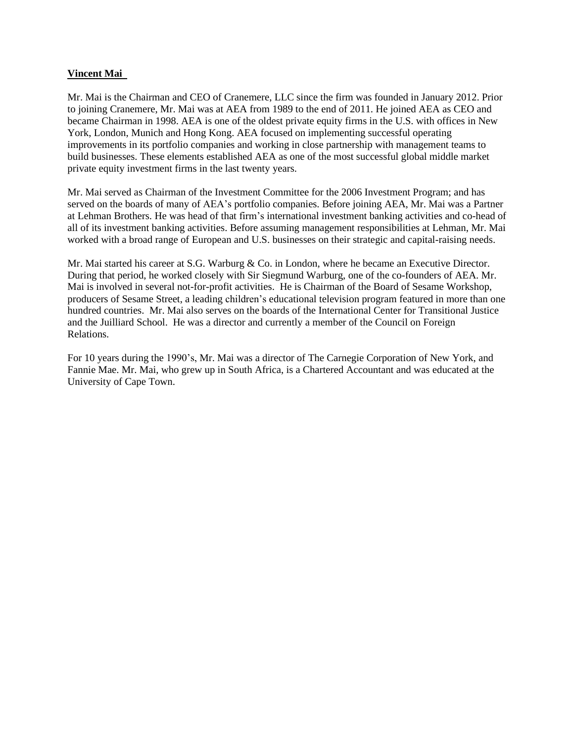**Vincent Mai**

Mr. Mai is the Chairman and CEO of Cranemere, LLC since the firm was founded in January 2012. Prior to joining Cranemere, Mr. Mai was at AEA from 1989 to the end of 2011. He joined AEA as CEO and became Chairman in 1998. AEA is one of the oldest private equity firms in the U.S. with offices in New York, London, Munich and Hong Kong. AEA focused on implementing successful operating improvements in its portfolio companies and working in close partnership with management teams to build businesses. These elements established AEA as one of the most successful global middle market private equity investment firms in the last twenty years.

Mr. Mai served as Chairman of the Investment Committee for the 2006 Investment Program; and has served on the boards of many of AEA's portfolio companies. Before joining AEA, Mr. Mai was a Partner at Lehman Brothers. He was head of that firm's international investment banking activities and co-head of all of its investment banking activities. Before assuming management responsibilities at Lehman, Mr. Mai worked with a broad range of European and U.S. businesses on their strategic and capital-raising needs.

Mr. Mai started his career at S.G. Warburg & Co. in London, where he became an Executive Director. During that period, he worked closely with Sir Siegmund Warburg, one of the co-founders of AEA. Mr. Mai is involved in several not-for-profit activities. He is Chairman of the Board of Sesame Workshop, producers of Sesame Street, a leading children's educational television program featured in more than one hundred countries. Mr. Mai also serves on the boards of the International Center for Transitional Justice and the Juilliard School. He was a director and currently a member of the Council on Foreign Relations.

For 10 years during the 1990's, Mr. Mai was a director of The Carnegie Corporation of New York, and Fannie Mae. Mr. Mai, who grew up in South Africa, is a Chartered Accountant and was educated at the University of Cape Town.